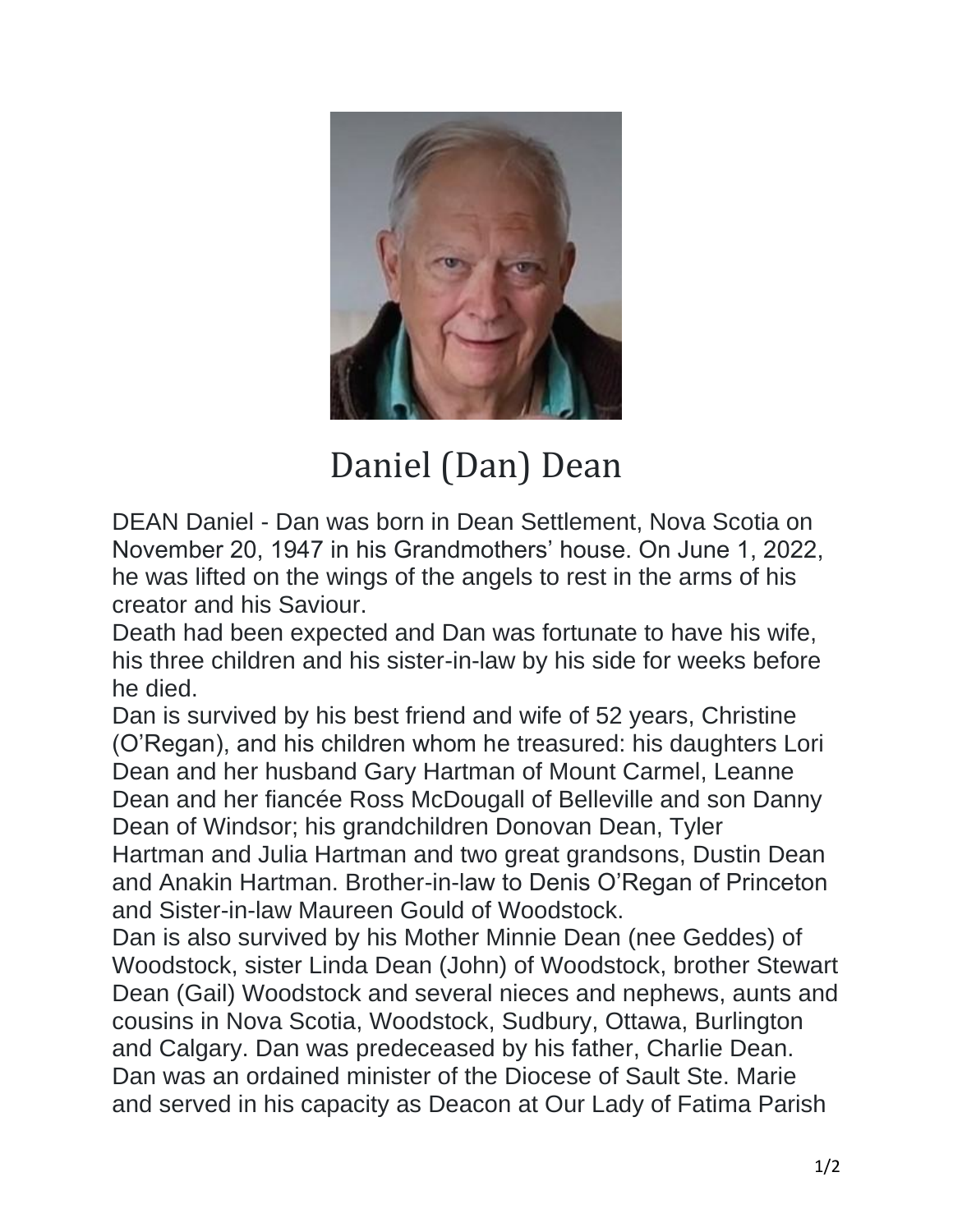# Daniel (Dan) Dean

DEAN Daniel - Dan was born in Dean Settlement, Nova Scotia on November 20, 1947 in his Grandmothers' house. On June 1, 2022, he was lifted on the wings of the angels to rest in the arms of his creator and his Saviour.

Death had been expected and Dan was fortunate to have his wife, his three children and his sister-in-law by his side for weeks before he died.

Dan is survived by his best friend and wife of 52 years, Christine (O'Regan), and his children whom he treasured: his daughters Lori Dean and her husband Gary Hartman of Mount Carmel, Leanne Dean and her fiancée Ross McDougall of Belleville and son Danny Dean of Windsor; his grandchildren Donovan Dean, Tyler Hartman and Julia Hartman and two great grandsons, Dustin Dean and Anakin Hartman. Brother-in-law to Denis O'Regan of Princeton and Sister-in-law Maureen Gould of Woodstock.

Dan is also survived by his Mother Minnie Dean (nee Geddes) of Woodstock, sister Linda Dean (John) of Woodstock, brother Stewart Dean (Gail) Woodstock and several nieces and nephews, aunts and cousins in Nova Scotia, Woodstock, Sudbury, Ottawa, Burlington and Calgary. Dan was predeceased by his father, Charlie Dean.

Dan was an ordained minister of the Diocese of Sault Ste. Marie and served in his capacity as Deacon at Our Lady of Fatima Parish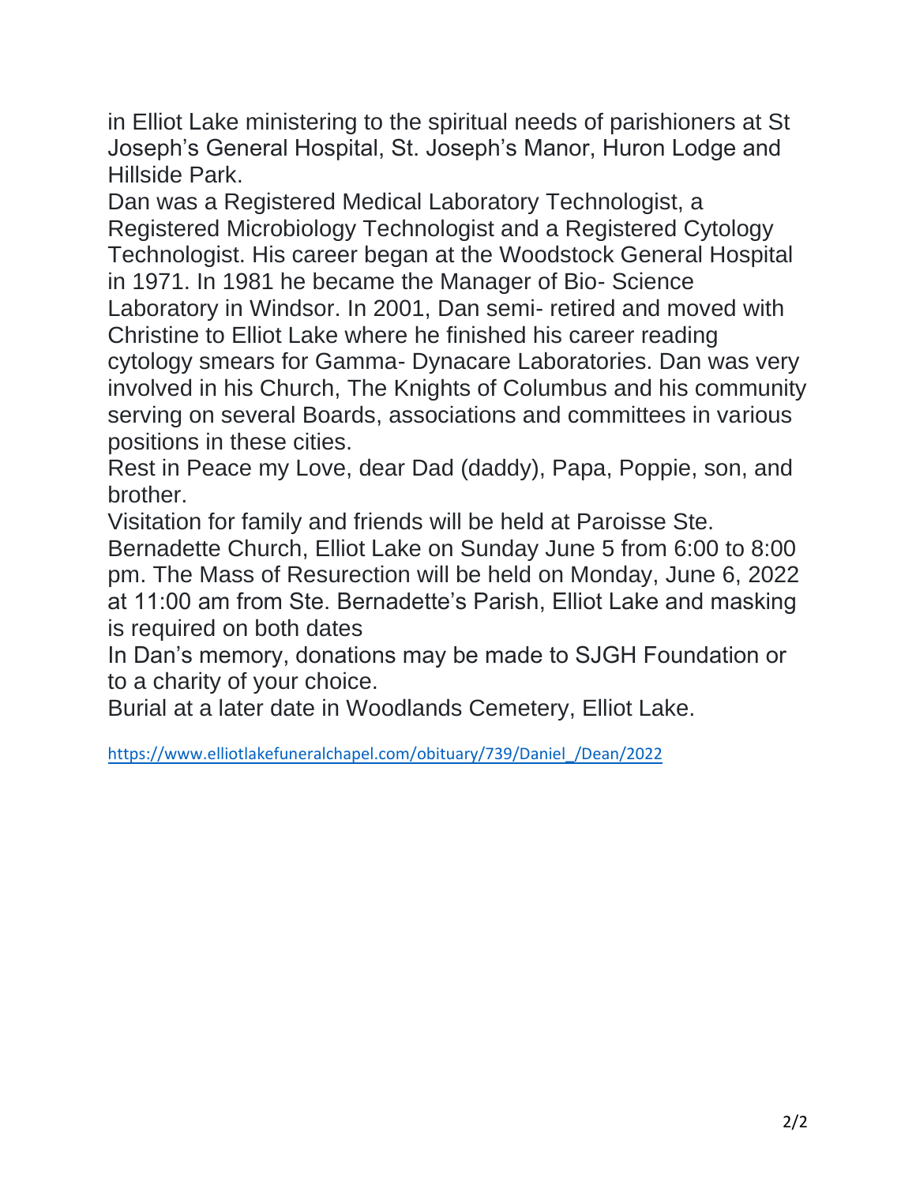in Elliot Lake ministering to the spiritual needs of parishioners at St Joseph's General Hospital, St. Joseph's Manor, Huron Lodge and Hillside Park.

Dan was a Registered Medical Laboratory Technologist, a Registered Microbiology Technologist and a Registered Cytology Technologist. His career began at the Woodstock General Hospital in 1971. In 1981 he became the Manager of Bio- Science Laboratory in Windsor. In 2001, Dan semi- retired and moved with Christine to Elliot Lake where he finished his career reading cytology smears for Gamma- Dynacare Laboratories. Dan was very involved in his Church, The Knights of Columbus and his community serving on several Boards, associations and committees in various positions in these cities.

Rest in Peace my Love, dear Dad (daddy), Papa, Poppie, son, and brother.

Visitation for family and friends will be held at Paroisse Ste. Bernadette Church, Elliot Lake on Sunday June 5 from 6:00 to 8:00 pm. The Mass of Resurection will be held on Monday, June 6, 2022 at 11:00 am from Ste. Bernadette's Parish, Elliot Lake and masking is required on both dates

In Dan's memory, donations may be made to SJGH Foundation or to a charity of your choice.

Burial at a later date in Woodlands Cemetery, Elliot Lake.

https://www.elliotlakefuneralchapel.com/obituary/739/Daniel_/Dean/2022